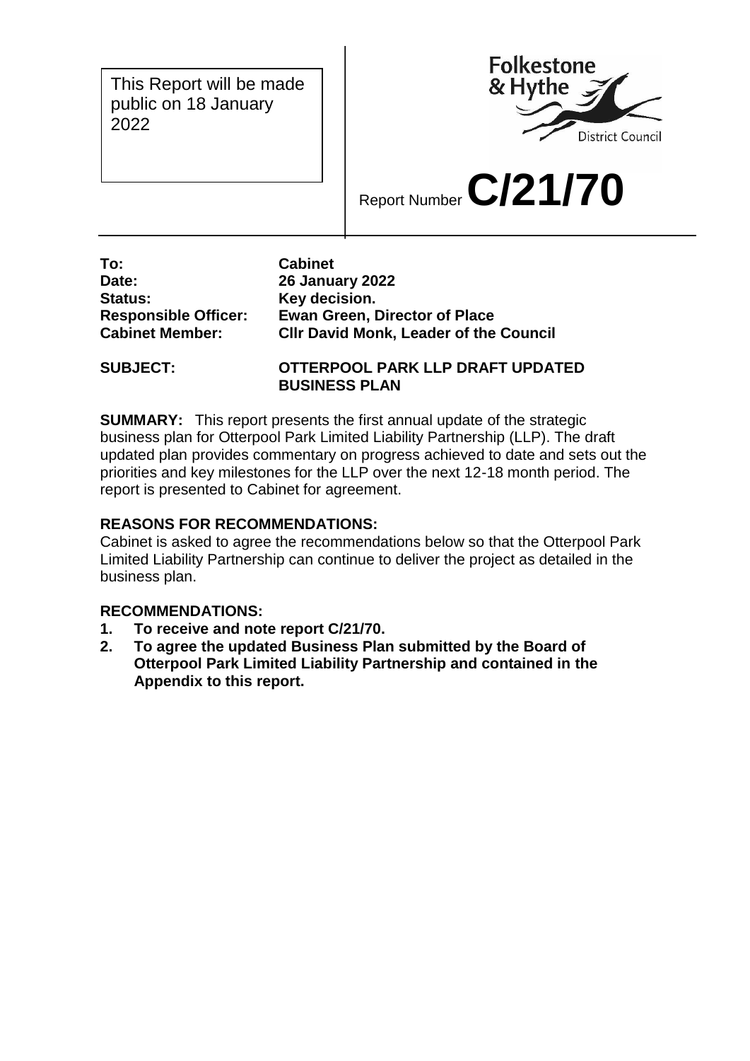This Report will be made public on 18 January 2022

Folkestone & Hythe District Council

Report Number **C/21/70**

| | |
|---|---|
| **To:** | **Cabinet** |
| **Date:** | **26 January 2022** |
| **Status:** | **Key decision.** |
| **Responsible Officer:** | **Ewan Green, Director of Place** |
| **Cabinet Member:** | **Cllr David Monk, Leader of the Council** |

**SUBJECT: OTTERPOOL PARK LLP DRAFT UPDATED BUSINESS PLAN**

**SUMMARY:** This report presents the first annual update of the strategic business plan for Otterpool Park Limited Liability Partnership (LLP). The draft updated plan provides commentary on progress achieved to date and sets out the priorities and key milestones for the LLP over the next 12-18 month period. The report is presented to Cabinet for agreement.

**REASONS FOR RECOMMENDATIONS:**

Cabinet is asked to agree the recommendations below so that the Otterpool Park Limited Liability Partnership can continue to deliver the project as detailed in the business plan.

**RECOMMENDATIONS:**

1. **To receive and note report C/21/70.**
2. **To agree the updated Business Plan submitted by the Board of Otterpool Park Limited Liability Partnership and contained in the Appendix to this report.**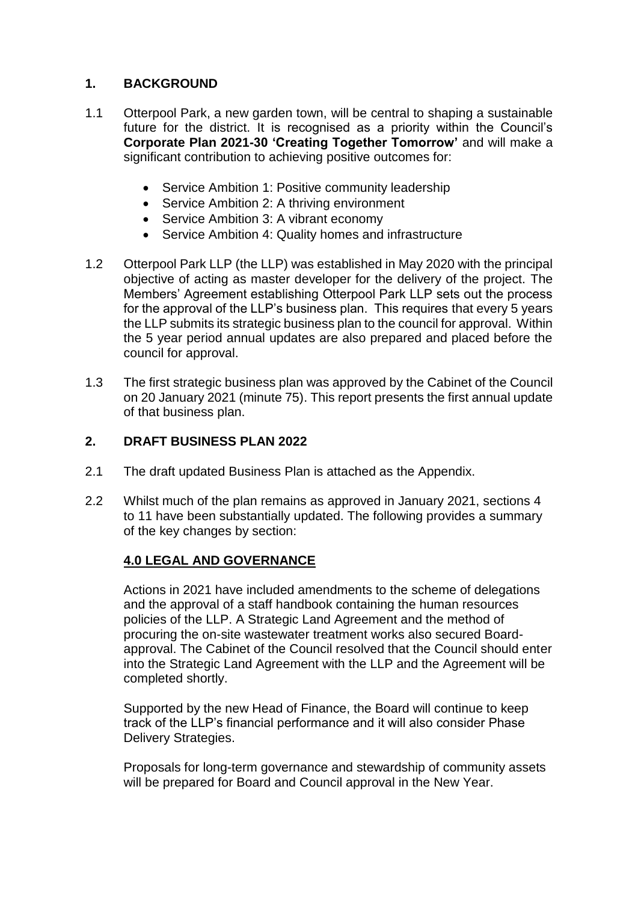## 1. BACKGROUND

1.1 Otterpool Park, a new garden town, will be central to shaping a sustainable future for the district. It is recognised as a priority within the Council's **Corporate Plan 2021-30 'Creating Together Tomorrow'** and will make a significant contribution to achieving positive outcomes for:

- Service Ambition 1: Positive community leadership
- Service Ambition 2: A thriving environment
- Service Ambition 3: A vibrant economy
- Service Ambition 4: Quality homes and infrastructure

1.2 Otterpool Park LLP (the LLP) was established in May 2020 with the principal objective of acting as master developer for the delivery of the project. The Members' Agreement establishing Otterpool Park LLP sets out the process for the approval of the LLP's business plan. This requires that every 5 years the LLP submits its strategic business plan to the council for approval. Within the 5 year period annual updates are also prepared and placed before the council for approval.

1.3 The first strategic business plan was approved by the Cabinet of the Council on 20 January 2021 (minute 75). This report presents the first annual update of that business plan.

## 2. DRAFT BUSINESS PLAN 2022

2.1 The draft updated Business Plan is attached as the Appendix.

2.2 Whilst much of the plan remains as approved in January 2021, sections 4 to 11 have been substantially updated. The following provides a summary of the key changes by section:

### 4.0 LEGAL AND GOVERNANCE

Actions in 2021 have included amendments to the scheme of delegations and the approval of a staff handbook containing the human resources policies of the LLP. A Strategic Land Agreement and the method of procuring the on-site wastewater treatment works also secured Board-approval. The Cabinet of the Council resolved that the Council should enter into the Strategic Land Agreement with the LLP and the Agreement will be completed shortly.

Supported by the new Head of Finance, the Board will continue to keep track of the LLP's financial performance and it will also consider Phase Delivery Strategies.

Proposals for long-term governance and stewardship of community assets will be prepared for Board and Council approval in the New Year.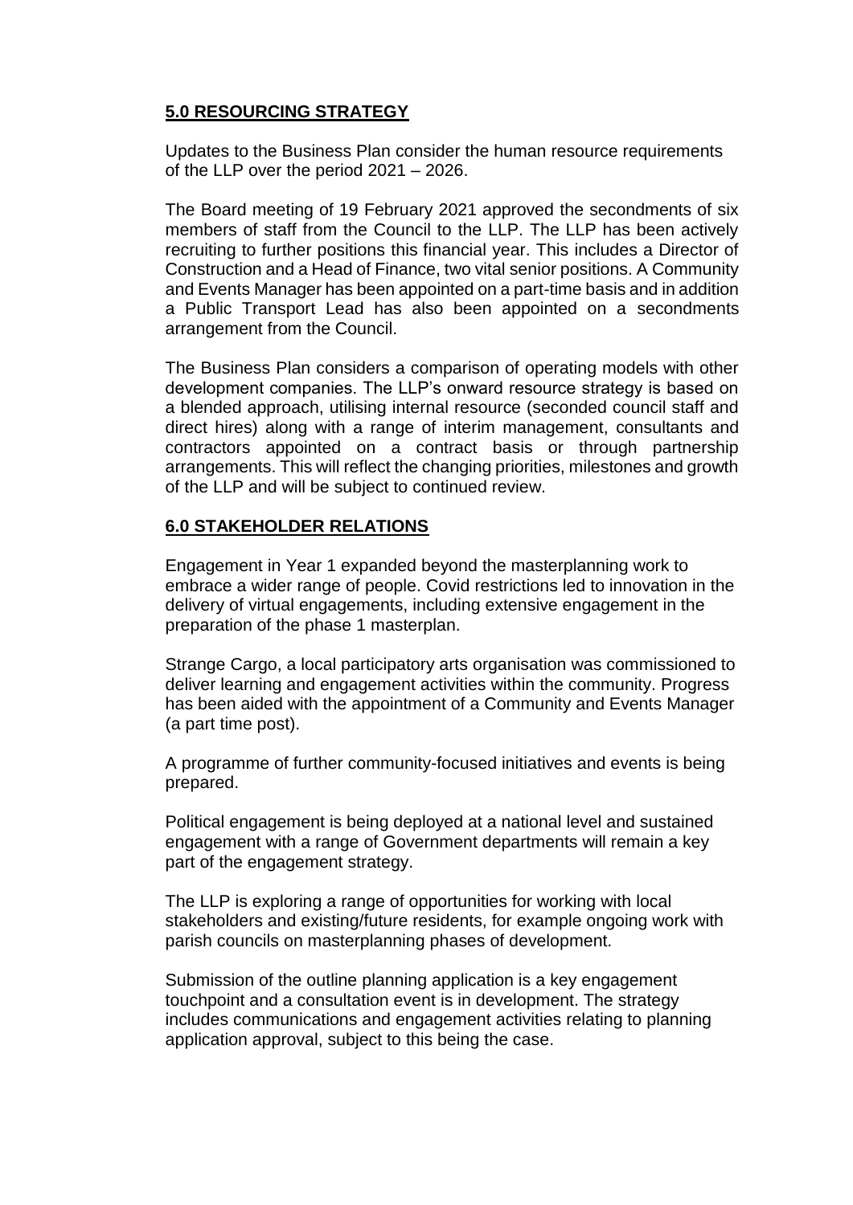## **5.0 RESOURCING STRATEGY**

Updates to the Business Plan consider the human resource requirements of the LLP over the period 2021 – 2026.

The Board meeting of 19 February 2021 approved the secondments of six members of staff from the Council to the LLP. The LLP has been actively recruiting to further positions this financial year. This includes a Director of Construction and a Head of Finance, two vital senior positions. A Community and Events Manager has been appointed on a part-time basis and in addition a Public Transport Lead has also been appointed on a secondments arrangement from the Council.

The Business Plan considers a comparison of operating models with other development companies. The LLP's onward resource strategy is based on a blended approach, utilising internal resource (seconded council staff and direct hires) along with a range of interim management, consultants and contractors appointed on a contract basis or through partnership arrangements. This will reflect the changing priorities, milestones and growth of the LLP and will be subject to continued review.

## **6.0 STAKEHOLDER RELATIONS**

Engagement in Year 1 expanded beyond the masterplanning work to embrace a wider range of people. Covid restrictions led to innovation in the delivery of virtual engagements, including extensive engagement in the preparation of the phase 1 masterplan.

Strange Cargo, a local participatory arts organisation was commissioned to deliver learning and engagement activities within the community. Progress has been aided with the appointment of a Community and Events Manager (a part time post).

A programme of further community-focused initiatives and events is being prepared.

Political engagement is being deployed at a national level and sustained engagement with a range of Government departments will remain a key part of the engagement strategy.

The LLP is exploring a range of opportunities for working with local stakeholders and existing/future residents, for example ongoing work with parish councils on masterplanning phases of development.

Submission of the outline planning application is a key engagement touchpoint and a consultation event is in development. The strategy includes communications and engagement activities relating to planning application approval, subject to this being the case.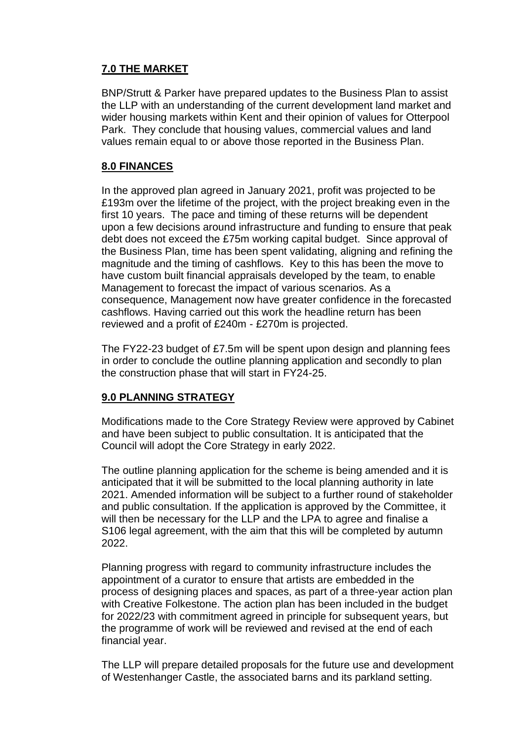## **7.0 THE MARKET**

BNP/Strutt & Parker have prepared updates to the Business Plan to assist the LLP with an understanding of the current development land market and wider housing markets within Kent and their opinion of values for Otterpool Park. They conclude that housing values, commercial values and land values remain equal to or above those reported in the Business Plan.

## **8.0 FINANCES**

In the approved plan agreed in January 2021, profit was projected to be £193m over the lifetime of the project, with the project breaking even in the first 10 years. The pace and timing of these returns will be dependent upon a few decisions around infrastructure and funding to ensure that peak debt does not exceed the £75m working capital budget. Since approval of the Business Plan, time has been spent validating, aligning and refining the magnitude and the timing of cashflows. Key to this has been the move to have custom built financial appraisals developed by the team, to enable Management to forecast the impact of various scenarios. As a consequence, Management now have greater confidence in the forecasted cashflows. Having carried out this work the headline return has been reviewed and a profit of £240m - £270m is projected.

The FY22-23 budget of £7.5m will be spent upon design and planning fees in order to conclude the outline planning application and secondly to plan the construction phase that will start in FY24-25.

## **9.0 PLANNING STRATEGY**

Modifications made to the Core Strategy Review were approved by Cabinet and have been subject to public consultation. It is anticipated that the Council will adopt the Core Strategy in early 2022.

The outline planning application for the scheme is being amended and it is anticipated that it will be submitted to the local planning authority in late 2021. Amended information will be subject to a further round of stakeholder and public consultation. If the application is approved by the Committee, it will then be necessary for the LLP and the LPA to agree and finalise a S106 legal agreement, with the aim that this will be completed by autumn 2022.

Planning progress with regard to community infrastructure includes the appointment of a curator to ensure that artists are embedded in the process of designing places and spaces, as part of a three-year action plan with Creative Folkestone. The action plan has been included in the budget for 2022/23 with commitment agreed in principle for subsequent years, but the programme of work will be reviewed and revised at the end of each financial year.

The LLP will prepare detailed proposals for the future use and development of Westenhanger Castle, the associated barns and its parkland setting.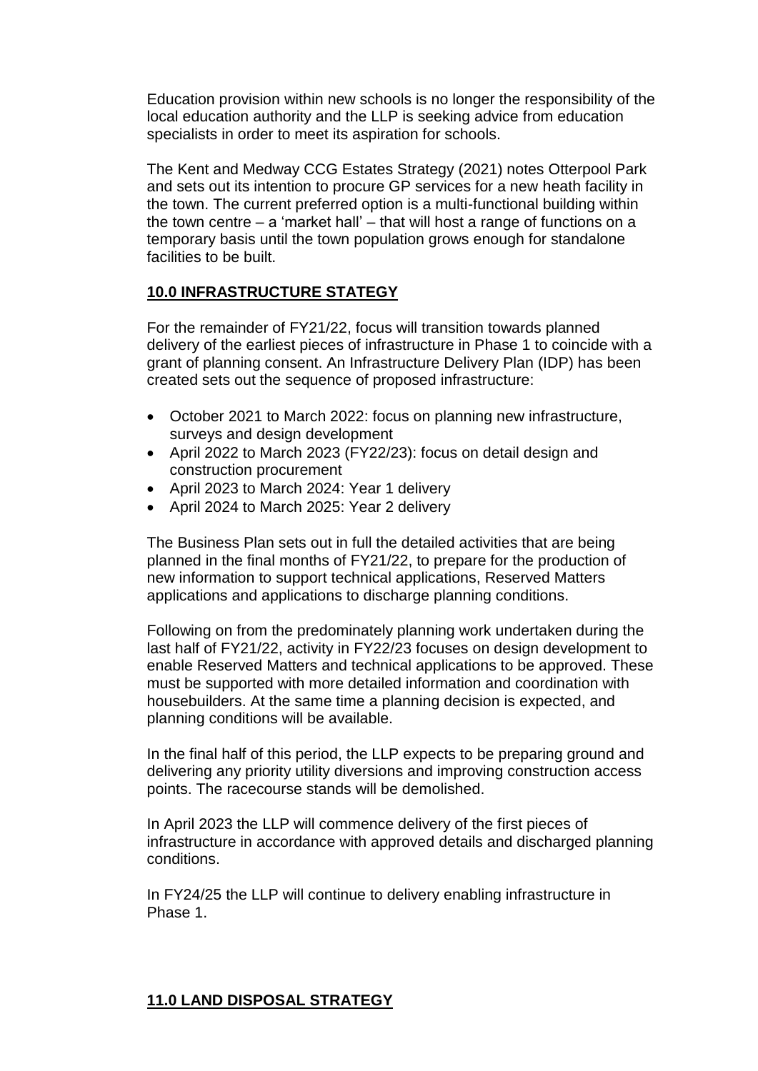Education provision within new schools is no longer the responsibility of the local education authority and the LLP is seeking advice from education specialists in order to meet its aspiration for schools.

The Kent and Medway CCG Estates Strategy (2021) notes Otterpool Park and sets out its intention to procure GP services for a new heath facility in the town. The current preferred option is a multi-functional building within the town centre – a 'market hall' – that will host a range of functions on a temporary basis until the town population grows enough for standalone facilities to be built.

## **10.0 INFRASTRUCTURE STATEGY**

For the remainder of FY21/22, focus will transition towards planned delivery of the earliest pieces of infrastructure in Phase 1 to coincide with a grant of planning consent. An Infrastructure Delivery Plan (IDP) has been created sets out the sequence of proposed infrastructure:

- October 2021 to March 2022: focus on planning new infrastructure, surveys and design development
- April 2022 to March 2023 (FY22/23): focus on detail design and construction procurement
- April 2023 to March 2024: Year 1 delivery
- April 2024 to March 2025: Year 2 delivery

The Business Plan sets out in full the detailed activities that are being planned in the final months of FY21/22, to prepare for the production of new information to support technical applications, Reserved Matters applications and applications to discharge planning conditions.

Following on from the predominately planning work undertaken during the last half of FY21/22, activity in FY22/23 focuses on design development to enable Reserved Matters and technical applications to be approved. These must be supported with more detailed information and coordination with housebuilders. At the same time a planning decision is expected, and planning conditions will be available.

In the final half of this period, the LLP expects to be preparing ground and delivering any priority utility diversions and improving construction access points. The racecourse stands will be demolished.

In April 2023 the LLP will commence delivery of the first pieces of infrastructure in accordance with approved details and discharged planning conditions.

In FY24/25 the LLP will continue to delivery enabling infrastructure in Phase 1.

## **11.0 LAND DISPOSAL STRATEGY**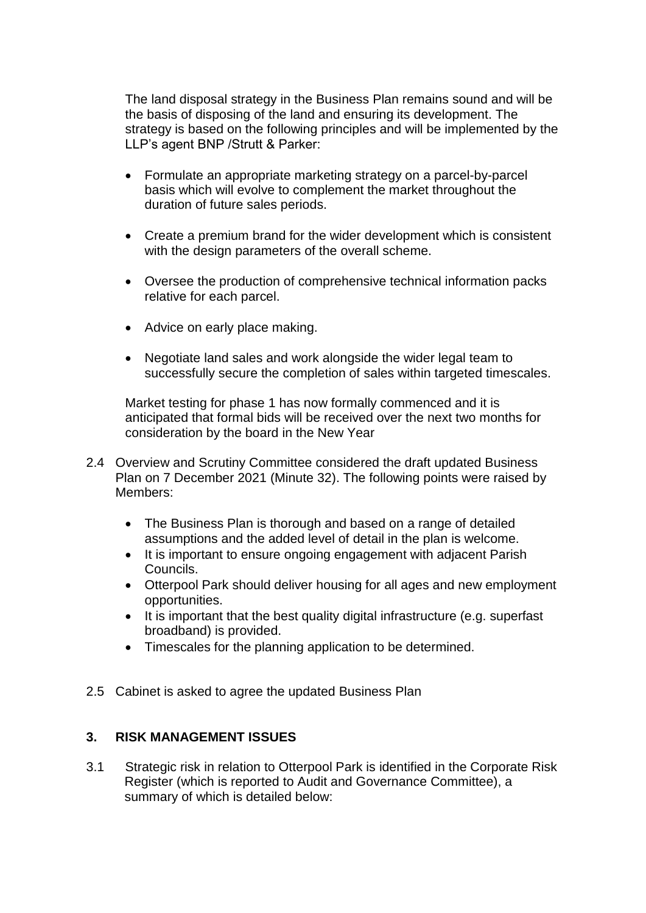The land disposal strategy in the Business Plan remains sound and will be the basis of disposing of the land and ensuring its development. The strategy is based on the following principles and will be implemented by the LLP's agent BNP /Strutt & Parker:

- Formulate an appropriate marketing strategy on a parcel-by-parcel basis which will evolve to complement the market throughout the duration of future sales periods.
- Create a premium brand for the wider development which is consistent with the design parameters of the overall scheme.
- Oversee the production of comprehensive technical information packs relative for each parcel.
- Advice on early place making.
- Negotiate land sales and work alongside the wider legal team to successfully secure the completion of sales within targeted timescales.

Market testing for phase 1 has now formally commenced and it is anticipated that formal bids will be received over the next two months for consideration by the board in the New Year

2.4 Overview and Scrutiny Committee considered the draft updated Business Plan on 7 December 2021 (Minute 32). The following points were raised by Members:

- The Business Plan is thorough and based on a range of detailed assumptions and the added level of detail in the plan is welcome.
- It is important to ensure ongoing engagement with adjacent Parish Councils.
- Otterpool Park should deliver housing for all ages and new employment opportunities.
- It is important that the best quality digital infrastructure (e.g. superfast broadband) is provided.
- Timescales for the planning application to be determined.

2.5 Cabinet is asked to agree the updated Business Plan

## 3. RISK MANAGEMENT ISSUES

3.1 Strategic risk in relation to Otterpool Park is identified in the Corporate Risk Register (which is reported to Audit and Governance Committee), a summary of which is detailed below: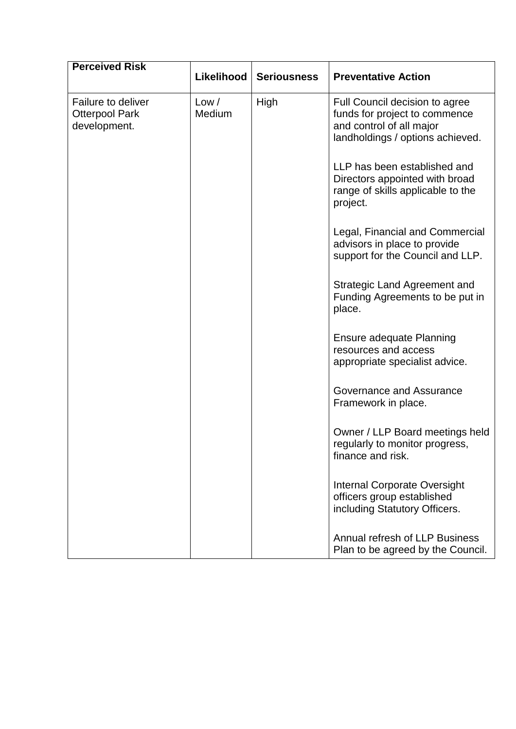| Perceived Risk | Likelihood | Seriousness | Preventative Action |
|---|---|---|---|
| Failure to deliver Otterpool Park development. | Low / Medium | High | Full Council decision to agree funds for project to commence and control of all major landholdings / options achieved.<br><br>LLP has been established and Directors appointed with broad range of skills applicable to the project.<br><br>Legal, Financial and Commercial advisors in place to provide support for the Council and LLP.<br><br>Strategic Land Agreement and Funding Agreements to be put in place.<br><br>Ensure adequate Planning resources and access appropriate specialist advice.<br><br>Governance and Assurance Framework in place.<br><br>Owner / LLP Board meetings held regularly to monitor progress, finance and risk.<br><br>Internal Corporate Oversight officers group established including Statutory Officers.<br><br>Annual refresh of LLP Business Plan to be agreed by the Council. |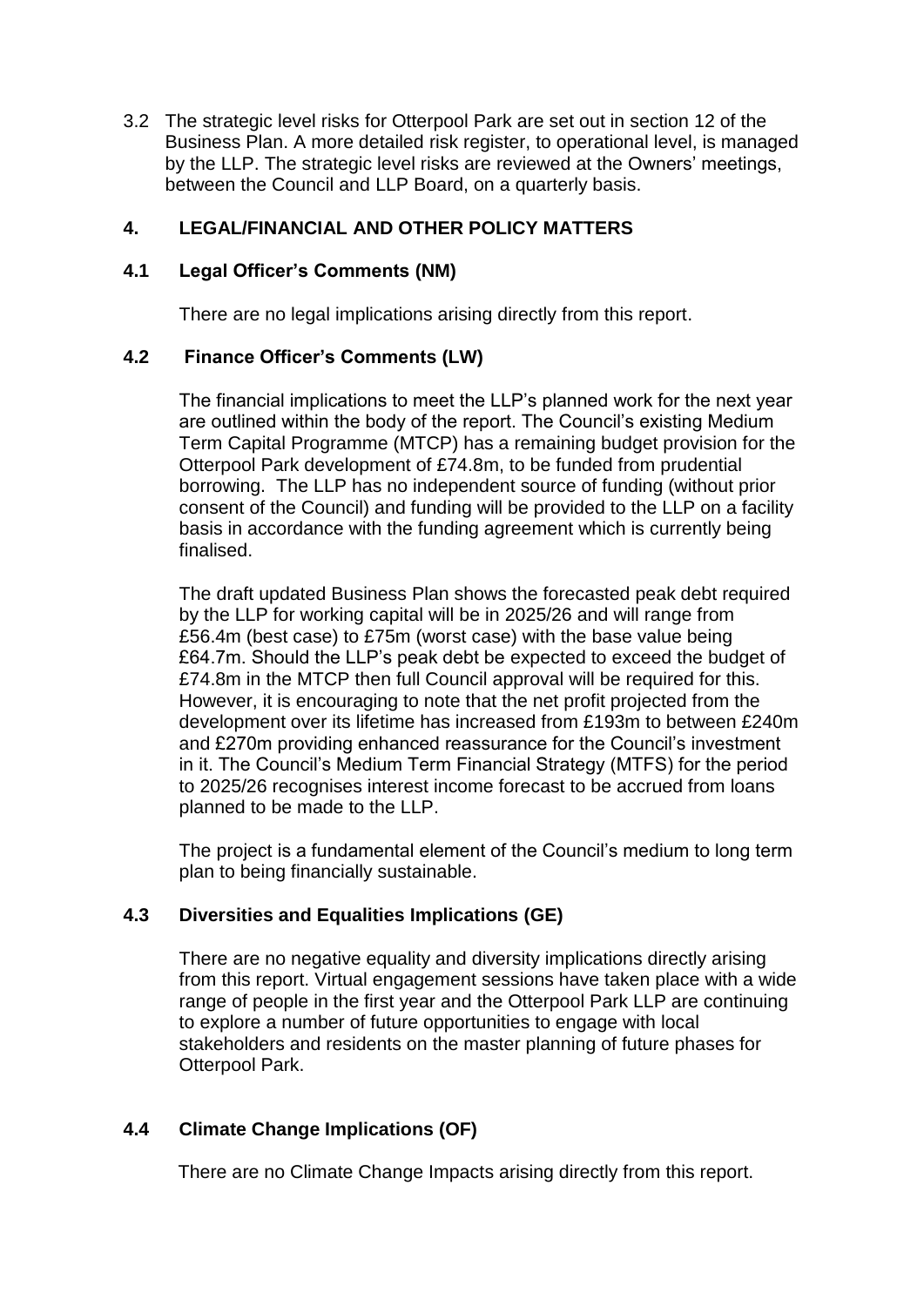3.2 The strategic level risks for Otterpool Park are set out in section 12 of the Business Plan. A more detailed risk register, to operational level, is managed by the LLP. The strategic level risks are reviewed at the Owners' meetings, between the Council and LLP Board, on a quarterly basis.

## 4. LEGAL/FINANCIAL AND OTHER POLICY MATTERS

### 4.1 Legal Officer's Comments (NM)

There are no legal implications arising directly from this report.

### 4.2 Finance Officer's Comments (LW)

The financial implications to meet the LLP's planned work for the next year are outlined within the body of the report. The Council's existing Medium Term Capital Programme (MTCP) has a remaining budget provision for the Otterpool Park development of £74.8m, to be funded from prudential borrowing. The LLP has no independent source of funding (without prior consent of the Council) and funding will be provided to the LLP on a facility basis in accordance with the funding agreement which is currently being finalised.

The draft updated Business Plan shows the forecasted peak debt required by the LLP for working capital will be in 2025/26 and will range from £56.4m (best case) to £75m (worst case) with the base value being £64.7m. Should the LLP's peak debt be expected to exceed the budget of £74.8m in the MTCP then full Council approval will be required for this. However, it is encouraging to note that the net profit projected from the development over its lifetime has increased from £193m to between £240m and £270m providing enhanced reassurance for the Council's investment in it. The Council's Medium Term Financial Strategy (MTFS) for the period to 2025/26 recognises interest income forecast to be accrued from loans planned to be made to the LLP.

The project is a fundamental element of the Council's medium to long term plan to being financially sustainable.

### 4.3 Diversities and Equalities Implications (GE)

There are no negative equality and diversity implications directly arising from this report. Virtual engagement sessions have taken place with a wide range of people in the first year and the Otterpool Park LLP are continuing to explore a number of future opportunities to engage with local stakeholders and residents on the master planning of future phases for Otterpool Park.

### 4.4 Climate Change Implications (OF)

There are no Climate Change Impacts arising directly from this report.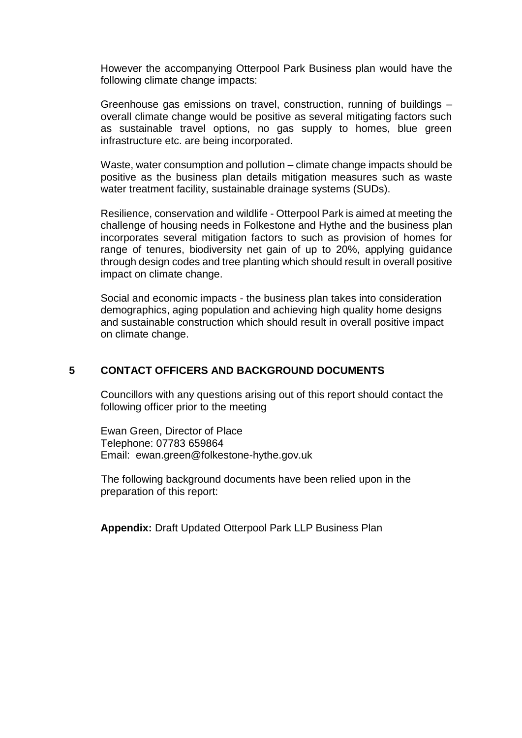However the accompanying Otterpool Park Business plan would have the following climate change impacts:

Greenhouse gas emissions on travel, construction, running of buildings – overall climate change would be positive as several mitigating factors such as sustainable travel options, no gas supply to homes, blue green infrastructure etc. are being incorporated.

Waste, water consumption and pollution – climate change impacts should be positive as the business plan details mitigation measures such as waste water treatment facility, sustainable drainage systems (SUDs).

Resilience, conservation and wildlife - Otterpool Park is aimed at meeting the challenge of housing needs in Folkestone and Hythe and the business plan incorporates several mitigation factors to such as provision of homes for range of tenures, biodiversity net gain of up to 20%, applying guidance through design codes and tree planting which should result in overall positive impact on climate change.

Social and economic impacts - the business plan takes into consideration demographics, aging population and achieving high quality home designs and sustainable construction which should result in overall positive impact on climate change.

## 5 CONTACT OFFICERS AND BACKGROUND DOCUMENTS

Councillors with any questions arising out of this report should contact the following officer prior to the meeting

Ewan Green, Director of Place
Telephone: 07783 659864
Email: ewan.green@folkestone-hythe.gov.uk

The following background documents have been relied upon in the preparation of this report:

**Appendix:** Draft Updated Otterpool Park LLP Business Plan